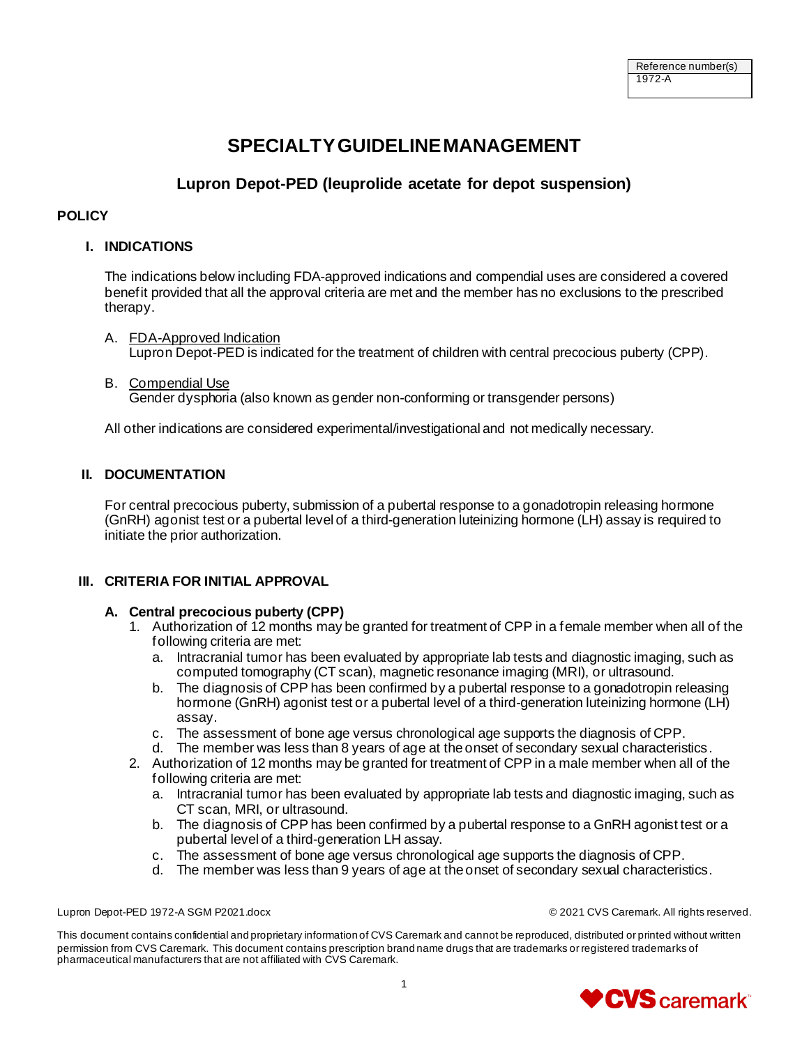| Reference number(s) |
| --- |
| 1972-A |

# SPECIALTY GUIDELINE MANAGEMENT

## Lupron Depot-PED (leuprolide acetate for depot suspension)

### POLICY

#### I. INDICATIONS

The indications below including FDA-approved indications and compendial uses are considered a covered benefit provided that all the approval criteria are met and the member has no exclusions to the prescribed therapy.

A. FDA-Approved Indication
Lupron Depot-PED is indicated for the treatment of children with central precocious puberty (CPP).

B. Compendial Use
Gender dysphoria (also known as gender non-conforming or transgender persons)

All other indications are considered experimental/investigational and not medically necessary.

#### II. DOCUMENTATION

For central precocious puberty, submission of a pubertal response to a gonadotropin releasing hormone (GnRH) agonist test or a pubertal level of a third-generation luteinizing hormone (LH) assay is required to initiate the prior authorization.

#### III. CRITERIA FOR INITIAL APPROVAL

**A. Central precocious puberty (CPP)**

1. Authorization of 12 months may be granted for treatment of CPP in a female member when all of the following criteria are met:
   a. Intracranial tumor has been evaluated by appropriate lab tests and diagnostic imaging, such as computed tomography (CT scan), magnetic resonance imaging (MRI), or ultrasound.
   b. The diagnosis of CPP has been confirmed by a pubertal response to a gonadotropin releasing hormone (GnRH) agonist test or a pubertal level of a third-generation luteinizing hormone (LH) assay.
   c. The assessment of bone age versus chronological age supports the diagnosis of CPP.
   d. The member was less than 8 years of age at the onset of secondary sexual characteristics.
2. Authorization of 12 months may be granted for treatment of CPP in a male member when all of the following criteria are met:
   a. Intracranial tumor has been evaluated by appropriate lab tests and diagnostic imaging, such as CT scan, MRI, or ultrasound.
   b. The diagnosis of CPP has been confirmed by a pubertal response to a GnRH agonist test or a pubertal level of a third-generation LH assay.
   c. The assessment of bone age versus chronological age supports the diagnosis of CPP.
   d. The member was less than 9 years of age at the onset of secondary sexual characteristics.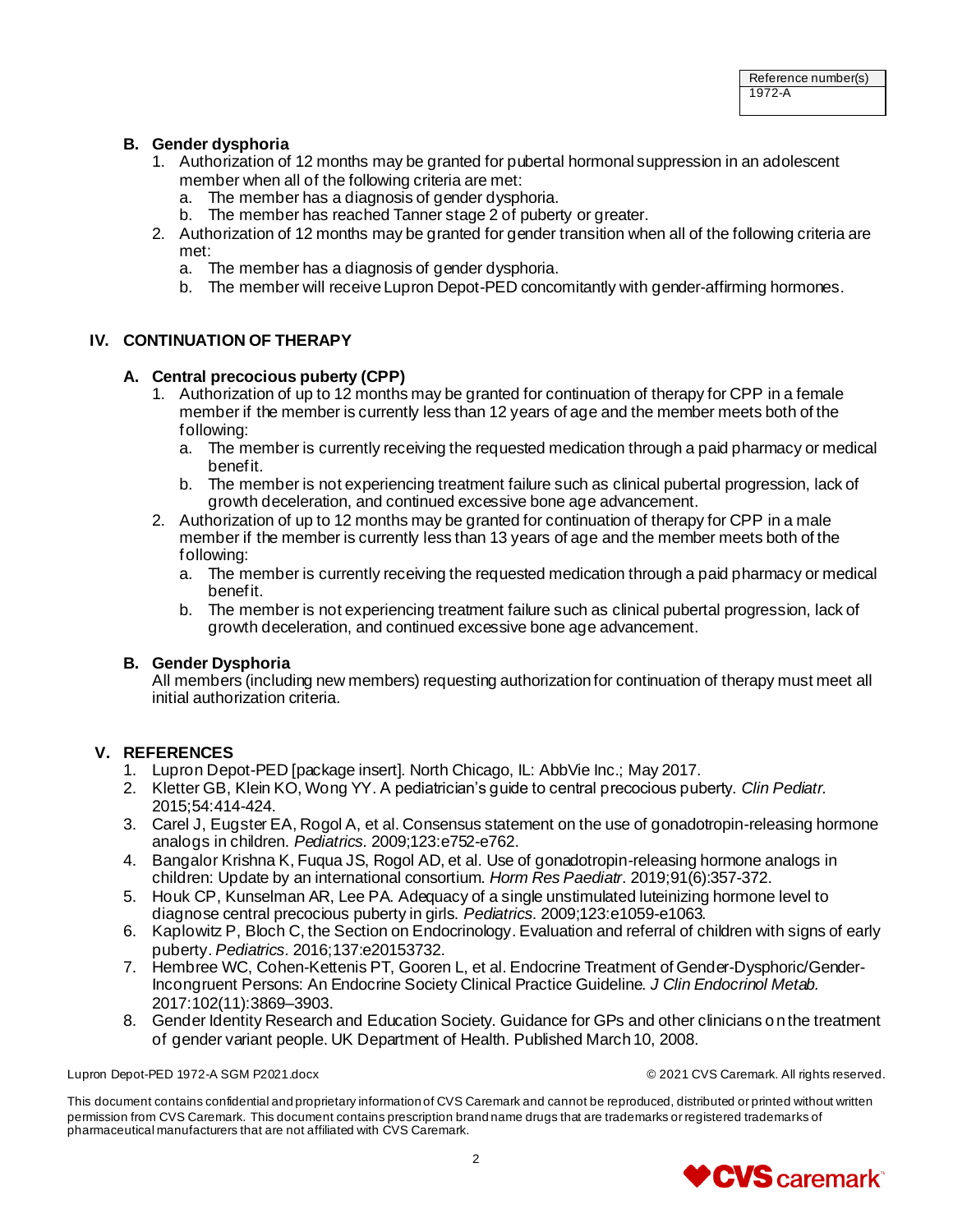| Reference number(s) |
| --- |
| 1972-A |

### B. Gender dysphoria

1. Authorization of 12 months may be granted for pubertal hormonal suppression in an adolescent member when all of the following criteria are met:
   a. The member has a diagnosis of gender dysphoria.
   b. The member has reached Tanner stage 2 of puberty or greater.
2. Authorization of 12 months may be granted for gender transition when all of the following criteria are met:
   a. The member has a diagnosis of gender dysphoria.
   b. The member will receive Lupron Depot-PED concomitantly with gender-affirming hormones.

## IV. CONTINUATION OF THERAPY

### A. Central precocious puberty (CPP)

1. Authorization of up to 12 months may be granted for continuation of therapy for CPP in a female member if the member is currently less than 12 years of age and the member meets both of the following:
   a. The member is currently receiving the requested medication through a paid pharmacy or medical benefit.
   b. The member is not experiencing treatment failure such as clinical pubertal progression, lack of growth deceleration, and continued excessive bone age advancement.
2. Authorization of up to 12 months may be granted for continuation of therapy for CPP in a male member if the member is currently less than 13 years of age and the member meets both of the following:
   a. The member is currently receiving the requested medication through a paid pharmacy or medical benefit.
   b. The member is not experiencing treatment failure such as clinical pubertal progression, lack of growth deceleration, and continued excessive bone age advancement.

### B. Gender Dysphoria

All members (including new members) requesting authorization for continuation of therapy must meet all initial authorization criteria.

## V. REFERENCES

1. Lupron Depot-PED [package insert]. North Chicago, IL: AbbVie Inc.; May 2017.
2. Kletter GB, Klein KO, Wong YY. A pediatrician's guide to central precocious puberty. *Clin Pediatr.* 2015;54:414-424.
3. Carel J, Eugster EA, Rogol A, et al. Consensus statement on the use of gonadotropin-releasing hormone analogs in children. *Pediatrics*. 2009;123:e752-e762.
4. Bangalor Krishna K, Fuqua JS, Rogol AD, et al. Use of gonadotropin-releasing hormone analogs in children: Update by an international consortium. *Horm Res Paediatr*. 2019;91(6):357-372.
5. Houk CP, Kunselman AR, Lee PA. Adequacy of a single unstimulated luteinizing hormone level to diagnose central precocious puberty in girls. *Pediatrics*. 2009;123:e1059-e1063.
6. Kaplowitz P, Bloch C, the Section on Endocrinology. Evaluation and referral of children with signs of early puberty. *Pediatrics*. 2016;137:e20153732.
7. Hembree WC, Cohen-Kettenis PT, Gooren L, et al. Endocrine Treatment of Gender-Dysphoric/Gender-Incongruent Persons: An Endocrine Society Clinical Practice Guideline. *J Clin Endocrinol Metab.* 2017:102(11):3869–3903.
8. Gender Identity Research and Education Society. Guidance for GPs and other clinicians on the treatment of gender variant people. UK Department of Health. Published March 10, 2008.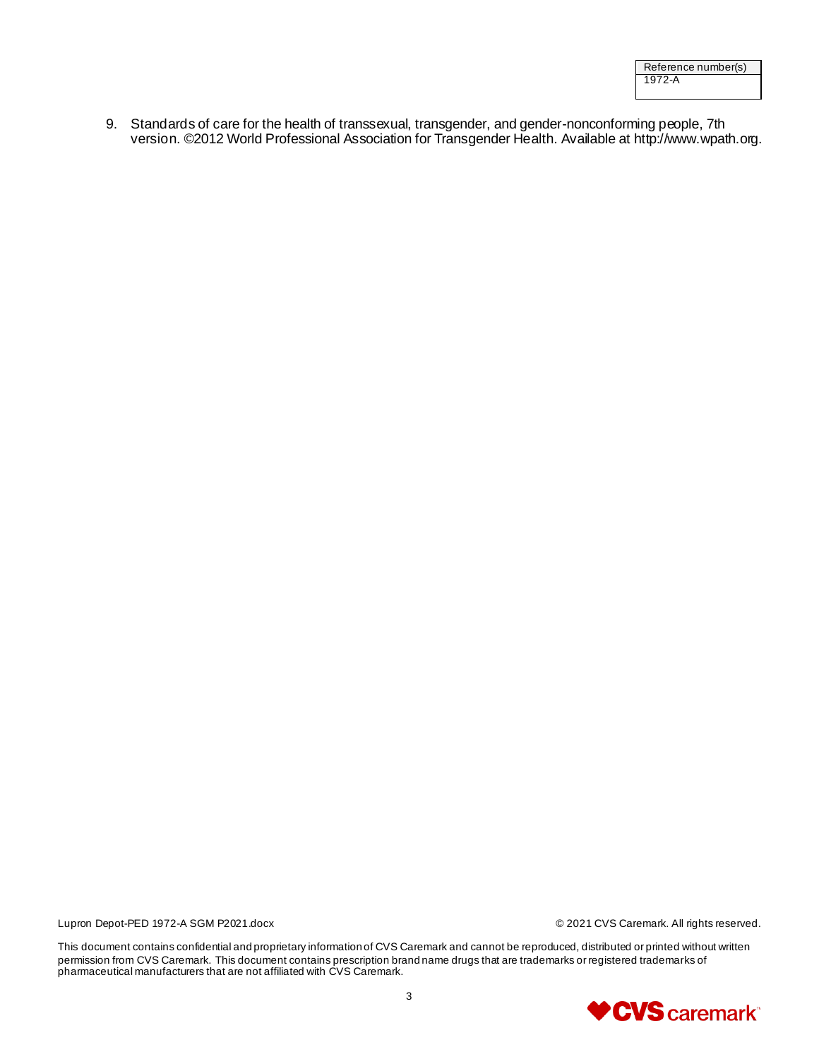9. Standards of care for the health of transsexual, transgender, and gender-nonconforming people, 7th version. ©2012 World Professional Association for Transgender Health. Available at http://www.wpath.org.